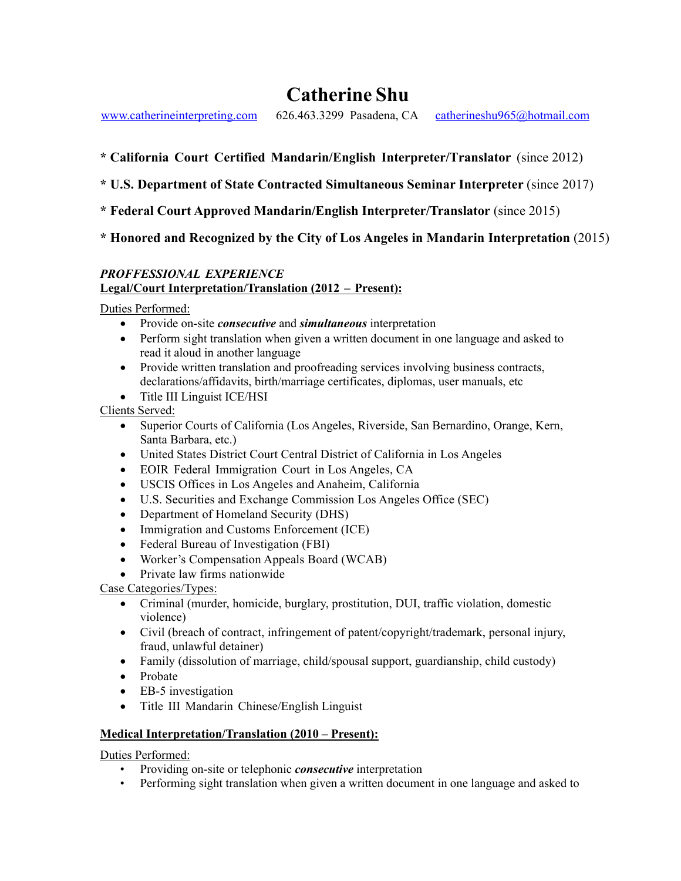# Catherine Shu

www.catherineinterpreting.com 626.463.3299 Pasadena, CA catherineshu965@hotmail.com

**\* California Court Certified Mandarin/English Interpreter/Translator** (since 2012)

**\* U.S. Department of State Contracted Simultaneous Seminar Interpreter** (since 2017)

**\* Federal Court Approved Mandarin/English Interpreter/Translator** (since 2015)

**\* Honored and Recognized by the City of Los Angeles in Mandarin Interpretation** (2015)

### *PROFFESSIONAL EXPERIENCE*

**Legal/Court Interpretation/Translation (2012 – Present):**

Duties Performed:

- Provide on-site ***consecutive*** and ***simultaneous*** interpretation
- Perform sight translation when given a written document in one language and asked to read it aloud in another language
- Provide written translation and proofreading services involving business contracts, declarations/affidavits, birth/marriage certificates, diplomas, user manuals, etc
- Title III Linguist ICE/HSI

Clients Served:

- Superior Courts of California (Los Angeles, Riverside, San Bernardino, Orange, Kern, Santa Barbara, etc.)
- United States District Court Central District of California in Los Angeles
- EOIR Federal Immigration Court in Los Angeles, CA
- USCIS Offices in Los Angeles and Anaheim, California
- U.S. Securities and Exchange Commission Los Angeles Office (SEC)
- Department of Homeland Security (DHS)
- Immigration and Customs Enforcement (ICE)
- Federal Bureau of Investigation (FBI)
- Worker's Compensation Appeals Board (WCAB)
- Private law firms nationwide

Case Categories/Types:

- Criminal (murder, homicide, burglary, prostitution, DUI, traffic violation, domestic violence)
- Civil (breach of contract, infringement of patent/copyright/trademark, personal injury, fraud, unlawful detainer)
- Family (dissolution of marriage, child/spousal support, guardianship, child custody)
- Probate
- EB-5 investigation
- Title III Mandarin Chinese/English Linguist

**Medical Interpretation/Translation (2010 – Present):**

Duties Performed:

- Providing on-site or telephonic ***consecutive*** interpretation
- Performing sight translation when given a written document in one language and asked to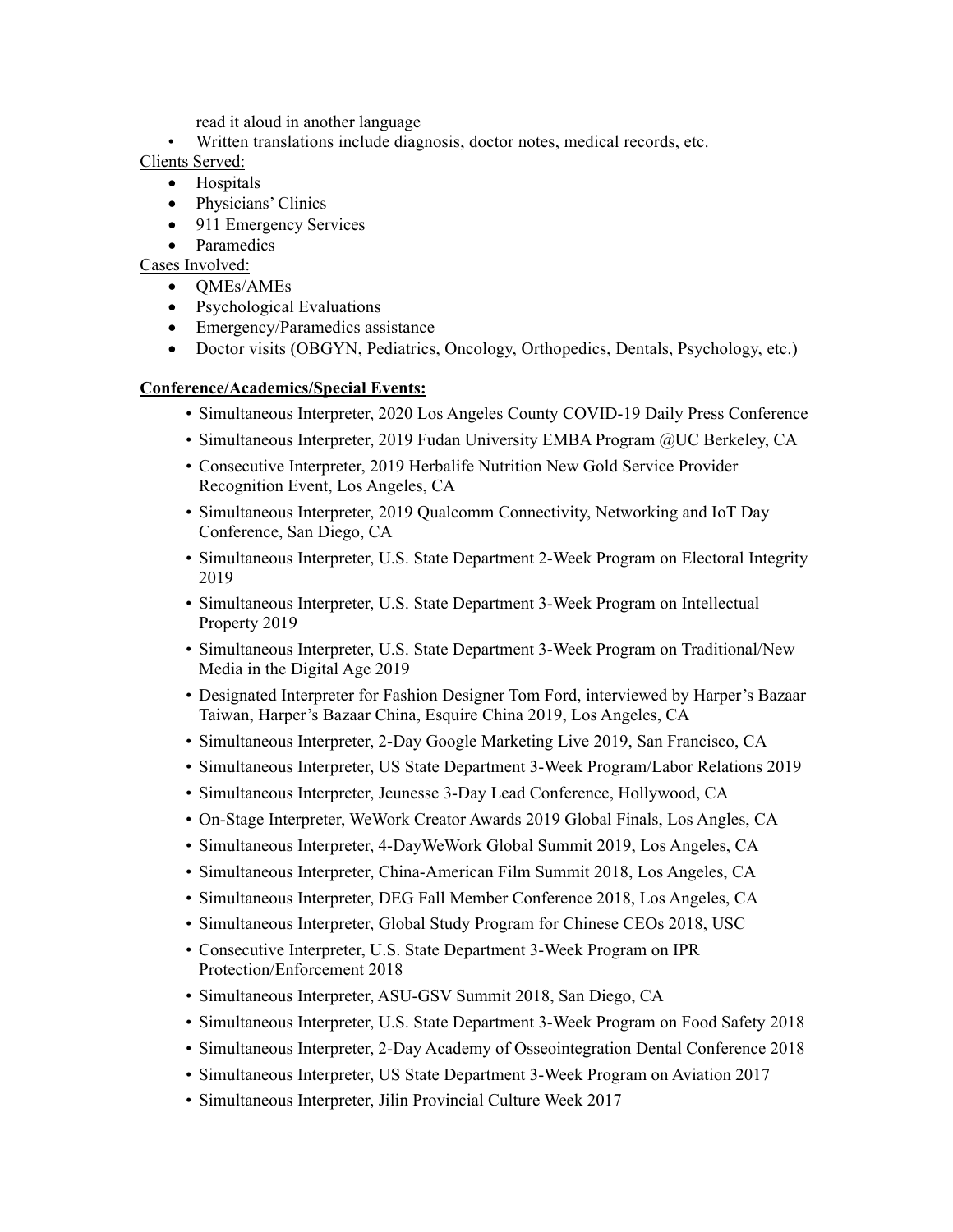read it aloud in another language

- Written translations include diagnosis, doctor notes, medical records, etc.

<u>Clients Served:</u>

- Hospitals
- Physicians' Clinics
- 911 Emergency Services
- Paramedics

<u>Cases Involved:</u>

- QMEs/AMEs
- Psychological Evaluations
- Emergency/Paramedics assistance
- Doctor visits (OBGYN, Pediatrics, Oncology, Orthopedics, Dentals, Psychology, etc.)

**<u>Conference/Academics/Special Events:</u>**

- Simultaneous Interpreter, 2020 Los Angeles County COVID-19 Daily Press Conference
- Simultaneous Interpreter, 2019 Fudan University EMBA Program @UC Berkeley, CA
- Consecutive Interpreter, 2019 Herbalife Nutrition New Gold Service Provider Recognition Event, Los Angeles, CA
- Simultaneous Interpreter, 2019 Qualcomm Connectivity, Networking and IoT Day Conference, San Diego, CA
- Simultaneous Interpreter, U.S. State Department 2-Week Program on Electoral Integrity 2019
- Simultaneous Interpreter, U.S. State Department 3-Week Program on Intellectual Property 2019
- Simultaneous Interpreter, U.S. State Department 3-Week Program on Traditional/New Media in the Digital Age 2019
- Designated Interpreter for Fashion Designer Tom Ford, interviewed by Harper's Bazaar Taiwan, Harper's Bazaar China, Esquire China 2019, Los Angeles, CA
- Simultaneous Interpreter, 2-Day Google Marketing Live 2019, San Francisco, CA
- Simultaneous Interpreter, US State Department 3-Week Program/Labor Relations 2019
- Simultaneous Interpreter, Jeunesse 3-Day Lead Conference, Hollywood, CA
- On-Stage Interpreter, WeWork Creator Awards 2019 Global Finals, Los Angles, CA
- Simultaneous Interpreter, 4-DayWeWork Global Summit 2019, Los Angeles, CA
- Simultaneous Interpreter, China-American Film Summit 2018, Los Angeles, CA
- Simultaneous Interpreter, DEG Fall Member Conference 2018, Los Angeles, CA
- Simultaneous Interpreter, Global Study Program for Chinese CEOs 2018, USC
- Consecutive Interpreter, U.S. State Department 3-Week Program on IPR Protection/Enforcement 2018
- Simultaneous Interpreter, ASU-GSV Summit 2018, San Diego, CA
- Simultaneous Interpreter, U.S. State Department 3-Week Program on Food Safety 2018
- Simultaneous Interpreter, 2-Day Academy of Osseointegration Dental Conference 2018
- Simultaneous Interpreter, US State Department 3-Week Program on Aviation 2017
- Simultaneous Interpreter, Jilin Provincial Culture Week 2017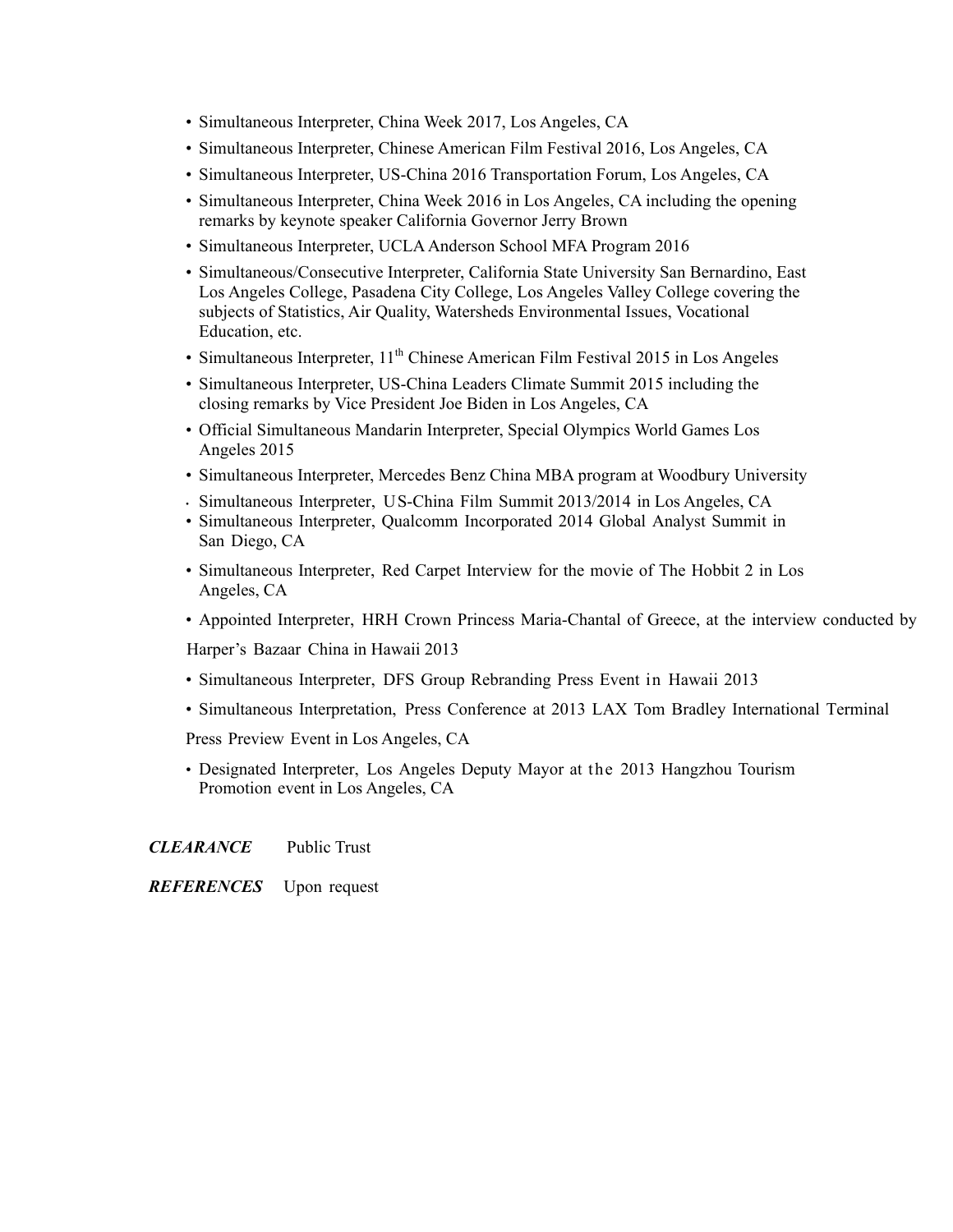- Simultaneous Interpreter, China Week 2017, Los Angeles, CA
- Simultaneous Interpreter, Chinese American Film Festival 2016, Los Angeles, CA
- Simultaneous Interpreter, US-China 2016 Transportation Forum, Los Angeles, CA
- Simultaneous Interpreter, China Week 2016 in Los Angeles, CA including the opening remarks by keynote speaker California Governor Jerry Brown
- Simultaneous Interpreter, UCLA Anderson School MFA Program 2016
- Simultaneous/Consecutive Interpreter, California State University San Bernardino, East Los Angeles College, Pasadena City College, Los Angeles Valley College covering the subjects of Statistics, Air Quality, Watersheds Environmental Issues, Vocational Education, etc.
- Simultaneous Interpreter, 11th Chinese American Film Festival 2015 in Los Angeles
- Simultaneous Interpreter, US-China Leaders Climate Summit 2015 including the closing remarks by Vice President Joe Biden in Los Angeles, CA
- Official Simultaneous Mandarin Interpreter, Special Olympics World Games Los Angeles 2015
- Simultaneous Interpreter, Mercedes Benz China MBA program at Woodbury University
- Simultaneous Interpreter, US-China Film Summit 2013/2014 in Los Angeles, CA
- Simultaneous Interpreter, Qualcomm Incorporated 2014 Global Analyst Summit in San Diego, CA
- Simultaneous Interpreter, Red Carpet Interview for the movie of The Hobbit 2 in Los Angeles, CA
- Appointed Interpreter, HRH Crown Princess Maria-Chantal of Greece, at the interview conducted by Harper's Bazaar China in Hawaii 2013
- Simultaneous Interpreter, DFS Group Rebranding Press Event in Hawaii 2013
- Simultaneous Interpretation, Press Conference at 2013 LAX Tom Bradley International Terminal Press Preview Event in Los Angeles, CA
- Designated Interpreter, Los Angeles Deputy Mayor at the 2013 Hangzhou Tourism Promotion event in Los Angeles, CA

***CLEARANCE*** Public Trust

***REFERENCES*** Upon request